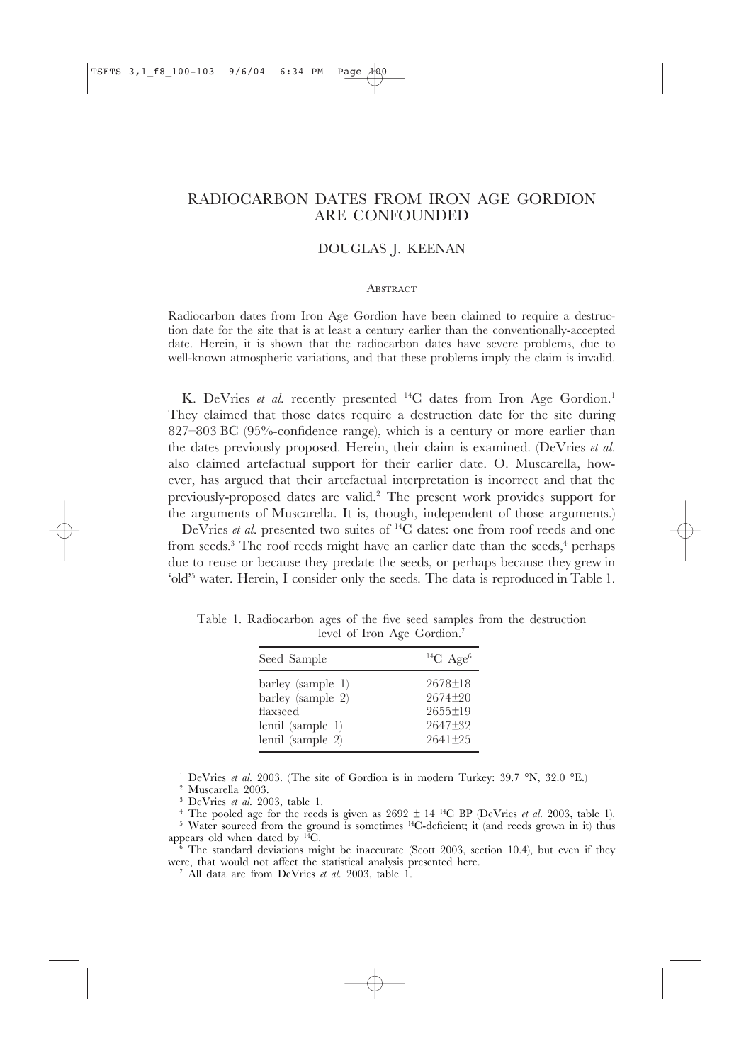# RADIOCARBON DATES FROM IRON AGE GORDION ARE CONFOUNDED

## DOUGLAS J. KEENAN

### Abstract

Radiocarbon dates from Iron Age Gordion have been claimed to require a destruction date for the site that is at least a century earlier than the conventionally-accepted date. Herein, it is shown that the radiocarbon dates have severe problems, due to well-known atmospheric variations, and that these problems imply the claim is invalid.

K. DeVries *et al.* recently presented $^{14}$C dates from Iron Age Gordion.[1] They claimed that those dates require a destruction date for the site during 827–803 BC (95%-confidence range), which is a century or more earlier than the dates previously proposed. Herein, their claim is examined. (DeVries *et al.* also claimed artefactual support for their earlier date. O. Muscarella, however, has argued that their artefactual interpretation is incorrect and that the previously-proposed dates are valid.[2] The present work provides support for the arguments of Muscarella. It is, though, independent of those arguments.)

DeVries *et al.* presented two suites of $^{14}$C dates: one from roof reeds and one from seeds.[3] The roof reeds might have an earlier date than the seeds,[4] perhaps due to reuse or because they predate the seeds, or perhaps because they grew in 'old'[5] water. Herein, I consider only the seeds. The data is reproduced in Table 1.

Table 1. Radiocarbon ages of the five seed samples from the destruction level of Iron Age Gordion.[7]

| Seed Sample | $^{14}$C Age[6] |
|---|---|
| barley (sample 1) | 2678±18 |
| barley (sample 2) | 2674±20 |
| flaxseed | 2655±19 |
| lentil (sample 1) | 2647±32 |
| lentil (sample 2) | 2641±25 |

---

[1] DeVries *et al.* 2003. (The site of Gordion is in modern Turkey: 39.7 °N, 32.0 °E.)

[2] Muscarella 2003.

[3] DeVries *et al.* 2003, table 1.

[4] The pooled age for the reeds is given as 2692 ± 14 $^{14}$C BP (DeVries *et al.* 2003, table 1).

[5] Water sourced from the ground is sometimes $^{14}$C-deficient; it (and reeds grown in it) thus appears old when dated by $^{14}$C.

[6] The standard deviations might be inaccurate (Scott 2003, section 10.4), but even if they were, that would not affect the statistical analysis presented here.

[7] All data are from DeVries *et al.* 2003, table 1.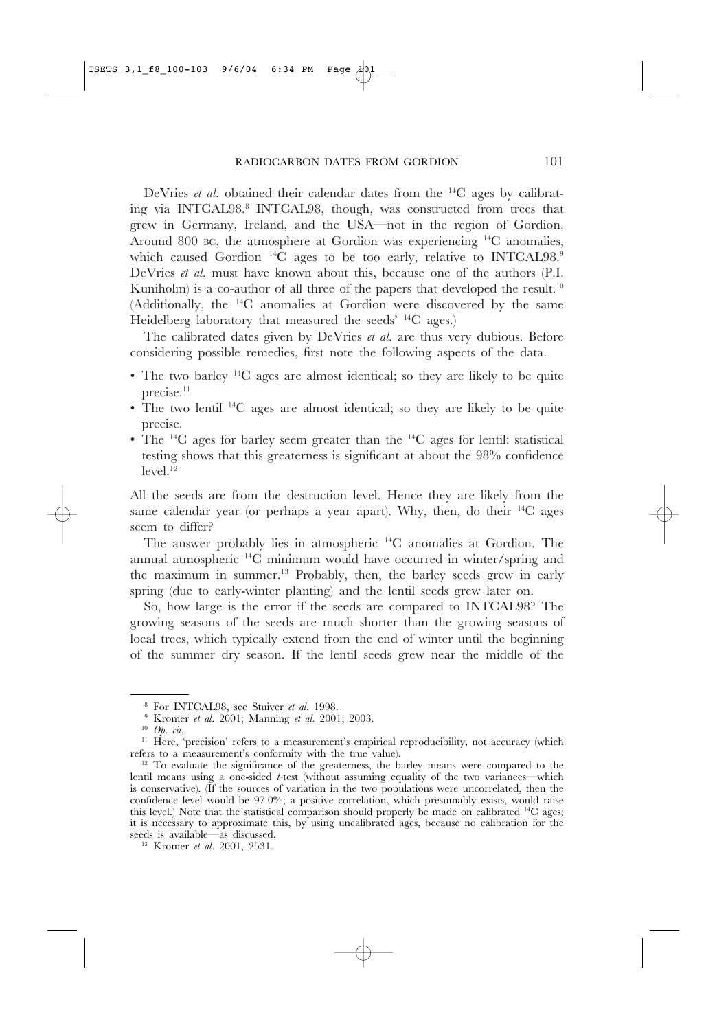DeVries *et al.* obtained their calendar dates from the $^{14}$C ages by calibrating via INTCAL98.[8] INTCAL98, though, was constructed from trees that grew in Germany, Ireland, and the USA—not in the region of Gordion. Around 800 BC, the atmosphere at Gordion was experiencing $^{14}$C anomalies, which caused Gordion $^{14}$C ages to be too early, relative to INTCAL98.[9] DeVries *et al.* must have known about this, because one of the authors (P.I. Kuniholm) is a co-author of all three of the papers that developed the result.[10] (Additionally, the $^{14}$C anomalies at Gordion were discovered by the same Heidelberg laboratory that measured the seeds' $^{14}$C ages.)

The calibrated dates given by DeVries *et al.* are thus very dubious. Before considering possible remedies, first note the following aspects of the data.

- The two barley $^{14}$C ages are almost identical; so they are likely to be quite precise.[11]
- The two lentil $^{14}$C ages are almost identical; so they are likely to be quite precise.
- The $^{14}$C ages for barley seem greater than the $^{14}$C ages for lentil: statistical testing shows that this greaterness is significant at about the 98% confidence level.[12]

All the seeds are from the destruction level. Hence they are likely from the same calendar year (or perhaps a year apart). Why, then, do their $^{14}$C ages seem to differ?

The answer probably lies in atmospheric $^{14}$C anomalies at Gordion. The annual atmospheric $^{14}$C minimum would have occurred in winter/spring and the maximum in summer.[13] Probably, then, the barley seeds grew in early spring (due to early-winter planting) and the lentil seeds grew later on.

So, how large is the error if the seeds are compared to INTCAL98? The growing seasons of the seeds are much shorter than the growing seasons of local trees, which typically extend from the end of winter until the beginning of the summer dry season. If the lentil seeds grew near the middle of the

---

[8] For INTCAL98, see Stuiver *et al.* 1998.

[9] Kromer *et al.* 2001; Manning *et al.* 2001; 2003.

[10] *Op. cit.*

[11] Here, 'precision' refers to a measurement's empirical reproducibility, not accuracy (which refers to a measurement's conformity with the true value).

[12] To evaluate the significance of the greaterness, the barley means were compared to the lentil means using a one-sided $t$-test (without assuming equality of the two variances—which is conservative). (If the sources of variation in the two populations were uncorrelated, then the confidence level would be 97.0%; a positive correlation, which presumably exists, would raise this level.) Note that the statistical comparison should properly be made on calibrated $^{14}$C ages; it is necessary to approximate this, by using uncalibrated ages, because no calibration for the seeds is available—as discussed.

[13] Kromer *et al.* 2001, 2531.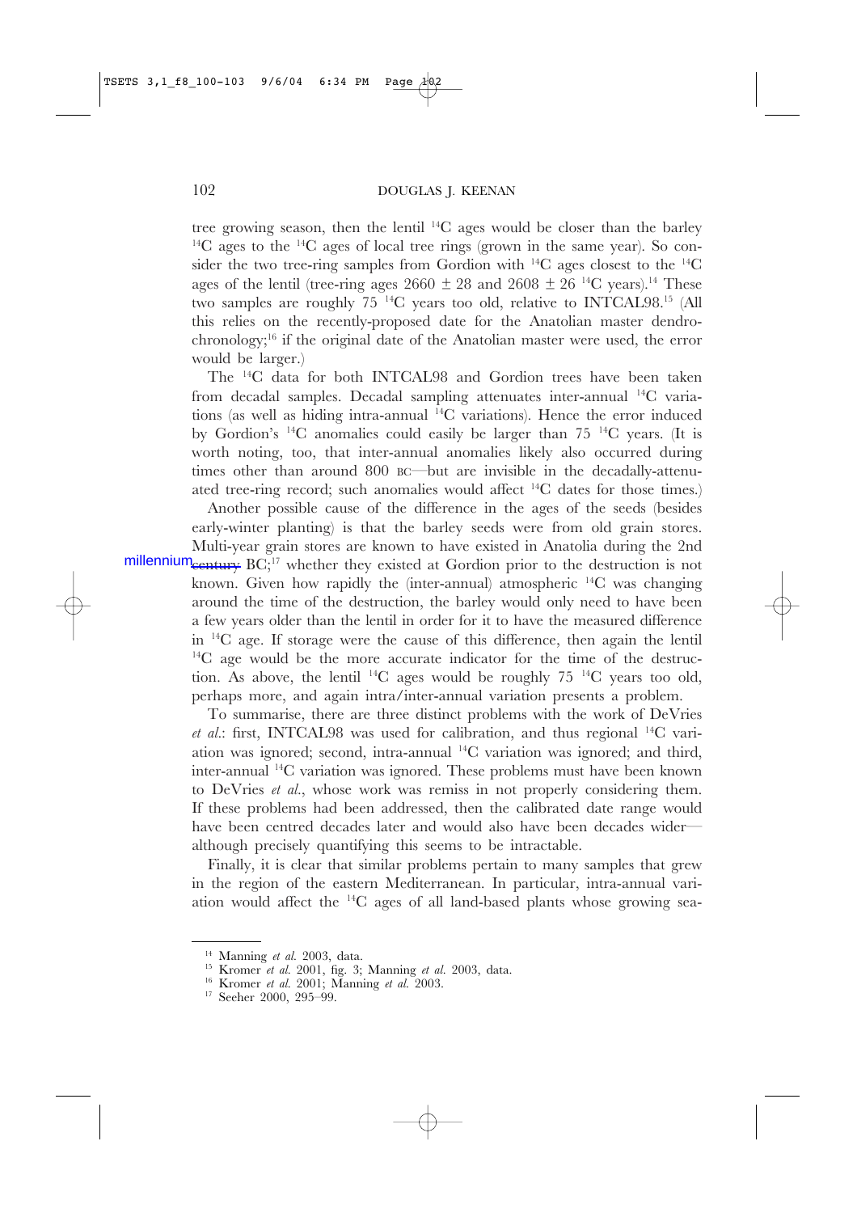tree growing season, then the lentil $^{14}$C ages would be closer than the barley $^{14}$C ages to the $^{14}$C ages of local tree rings (grown in the same year). So consider the two tree-ring samples from Gordion with $^{14}$C ages closest to the $^{14}$C ages of the lentil (tree-ring ages $2660 \pm 28$ and $2608 \pm 26$ $^{14}$C years).[14] These two samples are roughly 75 $^{14}$C years too old, relative to INTCAL98.[15] (All this relies on the recently-proposed date for the Anatolian master dendrochronology;[16] if the original date of the Anatolian master were used, the error would be larger.)

The $^{14}$C data for both INTCAL98 and Gordion trees have been taken from decadal samples. Decadal sampling attenuates inter-annual $^{14}$C variations (as well as hiding intra-annual $^{14}$C variations). Hence the error induced by Gordion's $^{14}$C anomalies could easily be larger than 75 $^{14}$C years. (It is worth noting, too, that inter-annual anomalies likely also occurred during times other than around 800 BC—but are invisible in the decadally-attenuated tree-ring record; such anomalies would affect $^{14}$C dates for those times.)

Another possible cause of the difference in the ages of the seeds (besides early-winter planting) is that the barley seeds were from old grain stores. Multi-year grain stores are known to have existed in Anatolia during the 2nd millennium ~~century~~ BC;[17] whether they existed at Gordion prior to the destruction is not known. Given how rapidly the (inter-annual) atmospheric $^{14}$C was changing around the time of the destruction, the barley would only need to have been a few years older than the lentil in order for it to have the measured difference in $^{14}$C age. If storage were the cause of this difference, then again the lentil $^{14}$C age would be the more accurate indicator for the time of the destruction. As above, the lentil $^{14}$C ages would be roughly 75 $^{14}$C years too old, perhaps more, and again intra/inter-annual variation presents a problem.

To summarise, there are three distinct problems with the work of DeVries *et al.*: first, INTCAL98 was used for calibration, and thus regional $^{14}$C variation was ignored; second, intra-annual $^{14}$C variation was ignored; and third, inter-annual $^{14}$C variation was ignored. These problems must have been known to DeVries *et al.*, whose work was remiss in not properly considering them. If these problems had been addressed, then the calibrated date range would have been centred decades later and would also have been decades wider—although precisely quantifying this seems to be intractable.

Finally, it is clear that similar problems pertain to many samples that grew in the region of the eastern Mediterranean. In particular, intra-annual variation would affect the $^{14}$C ages of all land-based plants whose growing sea-

---

[14] Manning *et al.* 2003, data.

[15] Kromer *et al.* 2001, fig. 3; Manning *et al.* 2003, data.

[16] Kromer *et al.* 2001; Manning *et al.* 2003.

[17] Seeher 2000, 295–99.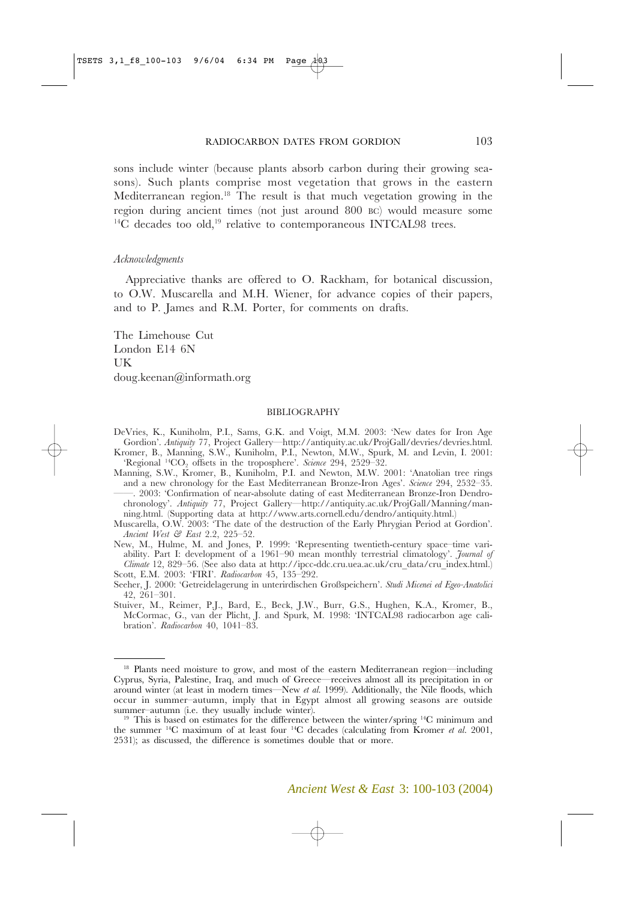sons include winter (because plants absorb carbon during their growing seasons). Such plants comprise most vegetation that grows in the eastern Mediterranean region.[18] The result is that much vegetation growing in the region during ancient times (not just around 800 BC) would measure some $^{14}$C decades too old,[19] relative to contemporaneous INTCAL98 trees.

### *Acknowledgments*

Appreciative thanks are offered to O. Rackham, for botanical discussion, to O.W. Muscarella and M.H. Wiener, for advance copies of their papers, and to P. James and R.M. Porter, for comments on drafts.

The Limehouse Cut
London E14 6N
UK
doug.keenan@informath.org

## BIBLIOGRAPHY

DeVries, K., Kuniholm, P.I., Sams, G.K. and Voigt, M.M. 2003: 'New dates for Iron Age Gordion'. *Antiquity* 77, Project Gallery—http://antiquity.ac.uk/ProjGall/devries/devries.html.

Kromer, B., Manning, S.W., Kuniholm, P.I., Newton, M.W., Spurk, M. and Levin, I. 2001: 'Regional $^{14}CO_2$ offsets in the troposphere'. *Science* 294, 2529–32.

Manning, S.W., Kromer, B., Kuniholm, P.I. and Newton, M.W. 2001: 'Anatolian tree rings and a new chronology for the East Mediterranean Bronze-Iron Ages'. *Science* 294, 2532–35.

——. 2003: 'Confirmation of near-absolute dating of east Mediterranean Bronze-Iron Dendrochronology'. *Antiquity* 77, Project Gallery—http://antiquity.ac.uk/ProjGall/Manning/manning.html. (Supporting data at http://www.arts.cornell.edu/dendro/antiquity.html.)

Muscarella, O.W. 2003: 'The date of the destruction of the Early Phrygian Period at Gordion'. *Ancient West & East* 2.2, 225–52.

New, M., Hulme, M. and Jones, P. 1999: 'Representing twentieth-century space–time variability. Part I: development of a 1961–90 mean monthly terrestrial climatology'. *Journal of Climate* 12, 829–56. (See also data at http://ipcc-ddc.cru.uea.ac.uk/cru_data/cru_index.html.)

Scott, E.M. 2003: 'FIRI'. *Radiocarbon* 45, 135–292.

Seeher, J. 2000: 'Getreidelagerung in unterirdischen Großspeichern'. *Studi Micenei ed Egeo-Anatolici* 42, 261–301.

Stuiver, M., Reimer, P.J., Bard, E., Beck, J.W., Burr, G.S., Hughen, K.A., Kromer, B., McCormac, G., van der Plicht, J. and Spurk, M. 1998: 'INTCAL98 radiocarbon age calibration'. *Radiocarbon* 40, 1041–83.

---

[18] Plants need moisture to grow, and most of the eastern Mediterranean region—including Cyprus, Syria, Palestine, Iraq, and much of Greece—receives almost all its precipitation in or around winter (at least in modern times—New *et al.* 1999). Additionally, the Nile floods, which occur in summer–autumn, imply that in Egypt almost all growing seasons are outside summer–autumn (i.e. they usually include winter).

[19] This is based on estimates for the difference between the winter/spring $^{14}$C minimum and the summer $^{14}$C maximum of at least four $^{14}$C decades (calculating from Kromer *et al.* 2001, 2531); as discussed, the difference is sometimes double that or more.